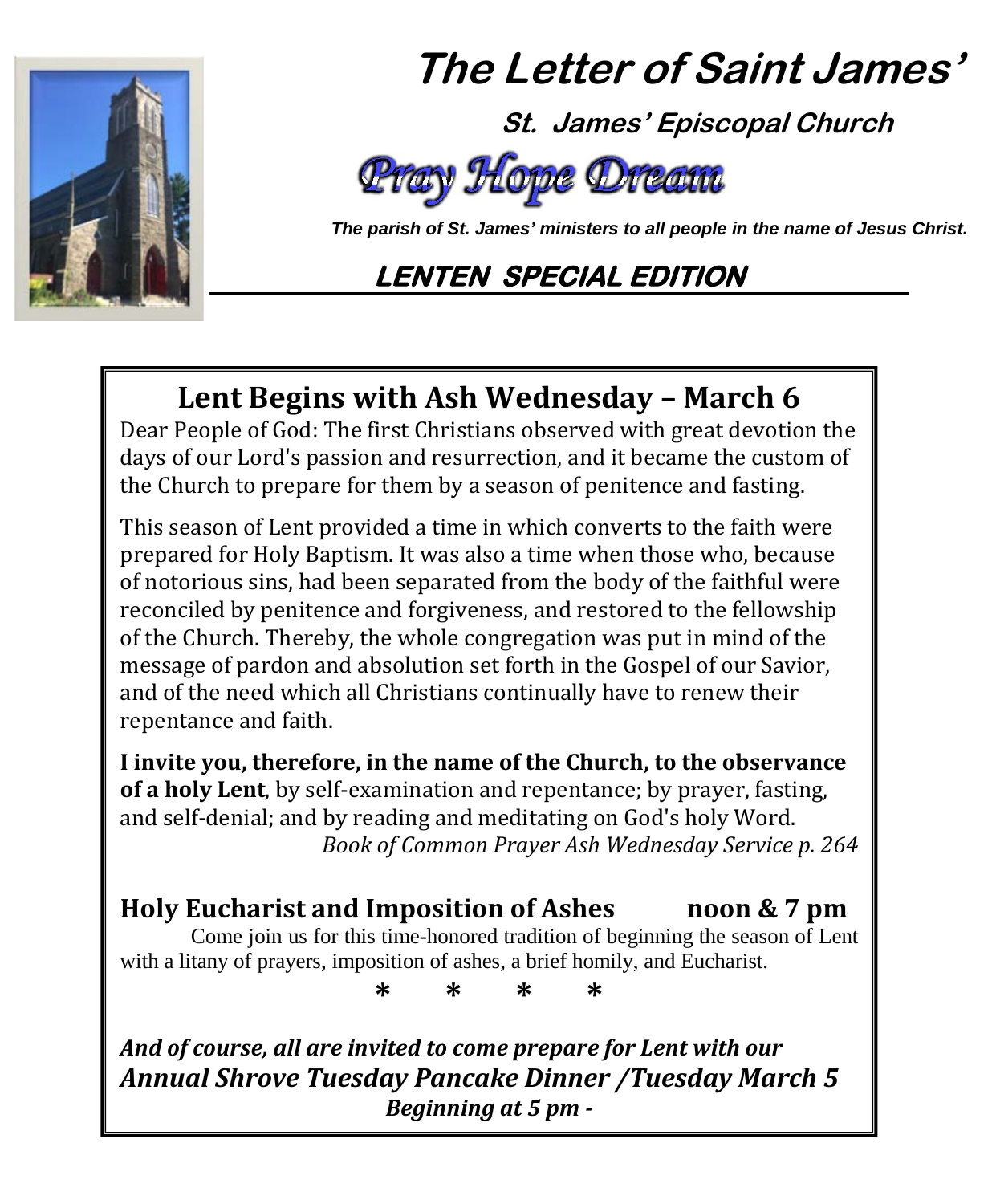# The Letter of Saint James'

**St. James' Episcopal Church**

*Pray Hope Dream*

*The parish of St. James' ministers to all people in the name of Jesus Christ.*

**LENTEN SPECIAL EDITION**

## Lent Begins with Ash Wednesday – March 6

Dear People of God: The first Christians observed with great devotion the days of our Lord's passion and resurrection, and it became the custom of the Church to prepare for them by a season of penitence and fasting.

This season of Lent provided a time in which converts to the faith were prepared for Holy Baptism. It was also a time when those who, because of notorious sins, had been separated from the body of the faithful were reconciled by penitence and forgiveness, and restored to the fellowship of the Church. Thereby, the whole congregation was put in mind of the message of pardon and absolution set forth in the Gospel of our Savior, and of the need which all Christians continually have to renew their repentance and faith.

**I invite you, therefore, in the name of the Church, to the observance of a holy Lent**, by self-examination and repentance; by prayer, fasting, and self-denial; and by reading and meditating on God's holy Word.

*Book of Common Prayer Ash Wednesday Service p. 264*

### Holy Eucharist and Imposition of Ashes noon & 7 pm

Come join us for this time-honored tradition of beginning the season of Lent with a litany of prayers, imposition of ashes, a brief homily, and Eucharist.

\* \* \* \*

***And of course, all are invited to come prepare for Lent with our***
***Annual Shrove Tuesday Pancake Dinner /Tuesday March 5***
***Beginning at 5 pm -***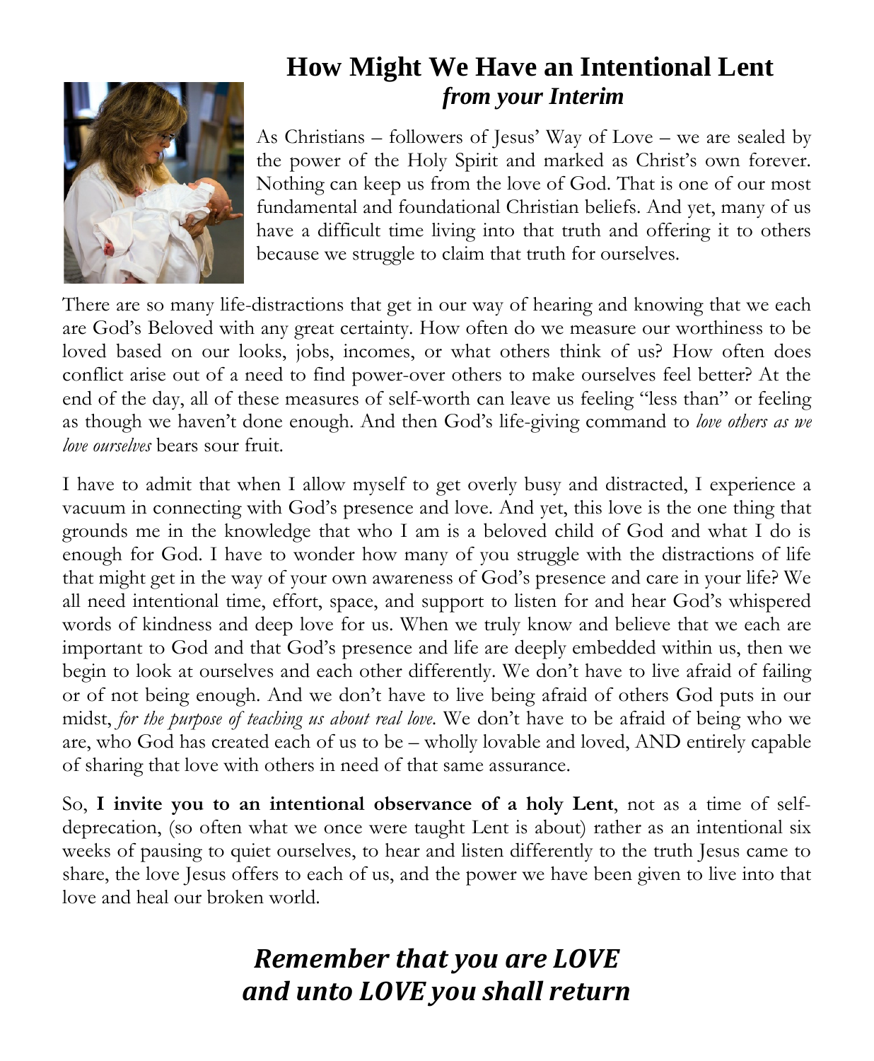# How Might We Have an Intentional Lent
***from your Interim***

As Christians – followers of Jesus' Way of Love – we are sealed by the power of the Holy Spirit and marked as Christ's own forever. Nothing can keep us from the love of God. That is one of our most fundamental and foundational Christian beliefs. And yet, many of us have a difficult time living into that truth and offering it to others because we struggle to claim that truth for ourselves.

There are so many life-distractions that get in our way of hearing and knowing that we each are God's Beloved with any great certainty. How often do we measure our worthiness to be loved based on our looks, jobs, incomes, or what others think of us? How often does conflict arise out of a need to find power-over others to make ourselves feel better? At the end of the day, all of these measures of self-worth can leave us feeling "less than" or feeling as though we haven't done enough. And then God's life-giving command to *love others as we love ourselves* bears sour fruit.

I have to admit that when I allow myself to get overly busy and distracted, I experience a vacuum in connecting with God's presence and love. And yet, this love is the one thing that grounds me in the knowledge that who I am is a beloved child of God and what I do is enough for God. I have to wonder how many of you struggle with the distractions of life that might get in the way of your own awareness of God's presence and care in your life? We all need intentional time, effort, space, and support to listen for and hear God's whispered words of kindness and deep love for us. When we truly know and believe that we each are important to God and that God's presence and life are deeply embedded within us, then we begin to look at ourselves and each other differently. We don't have to live afraid of failing or of not being enough. And we don't have to live being afraid of others God puts in our midst, *for the purpose of teaching us about real love*. We don't have to be afraid of being who we are, who God has created each of us to be – wholly lovable and loved, AND entirely capable of sharing that love with others in need of that same assurance.

So, **I invite you to an intentional observance of a holy Lent**, not as a time of self-deprecation, (so often what we once were taught Lent is about) rather as an intentional six weeks of pausing to quiet ourselves, to hear and listen differently to the truth Jesus came to share, the love Jesus offers to each of us, and the power we have been given to live into that love and heal our broken world.

***Remember that you are LOVE***
***and unto LOVE you shall return***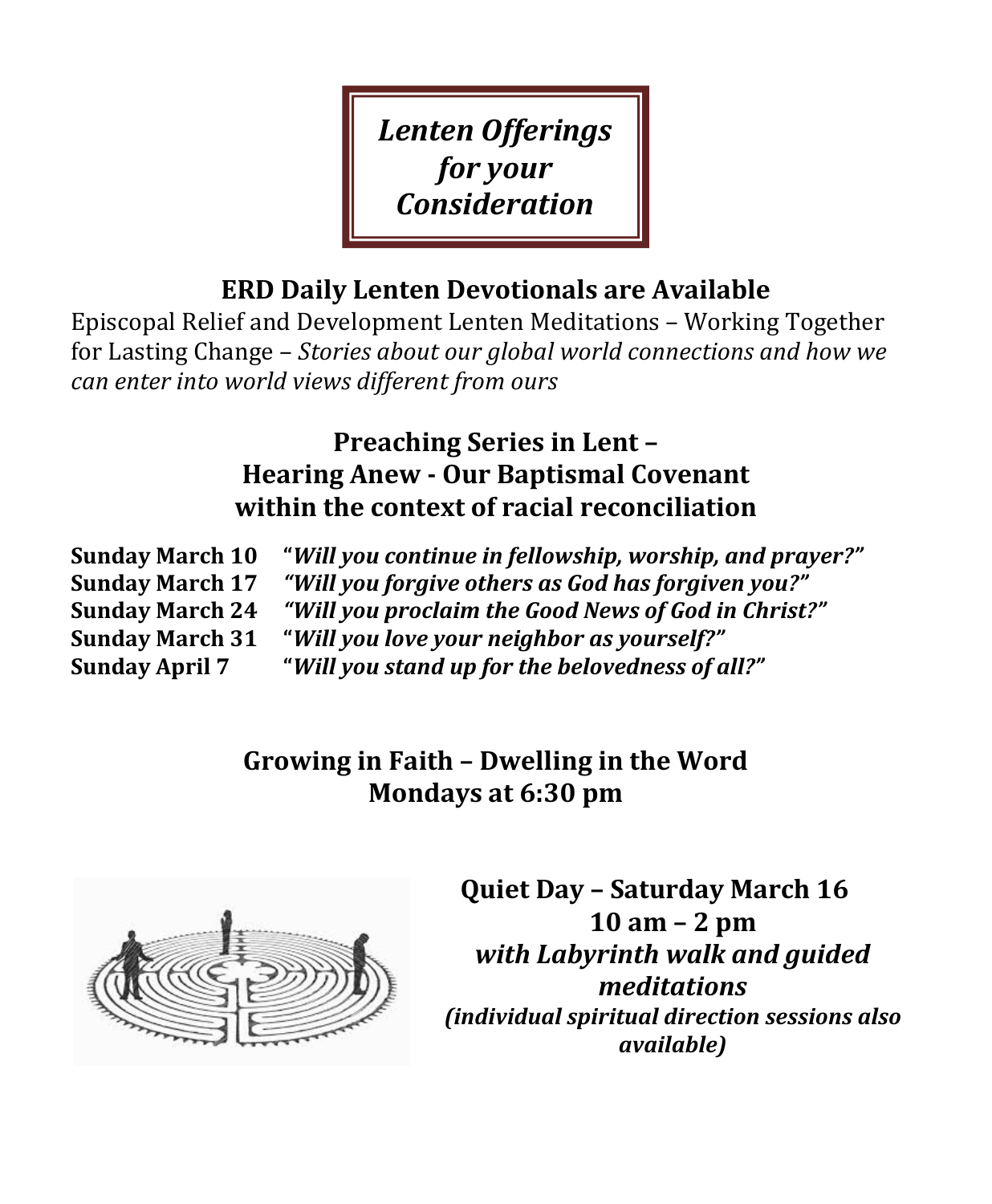# *Lenten Offerings for your Consideration*

## ERD Daily Lenten Devotionals are Available

Episcopal Relief and Development Lenten Meditations – Working Together for Lasting Change – *Stories about our global world connections and how we can enter into world views different from ours*

## Preaching Series in Lent – Hearing Anew - Our Baptismal Covenant within the context of racial reconciliation

**Sunday March 10** "***Will you continue in fellowship, worship, and prayer?"***
**Sunday March 17** ***"Will you forgive others as God has forgiven you?"***
**Sunday March 24** ***"Will you proclaim the Good News of God in Christ?"***
**Sunday March 31** "***Will you love your neighbor as yourself?"***
**Sunday April 7** "***Will you stand up for the belovedness of all?"***

## Growing in Faith – Dwelling in the Word Mondays at 6:30 pm

**Quiet Day – Saturday March 16**
**10 am – 2 pm**
***with Labyrinth walk and guided meditations***
***(individual spiritual direction sessions also available)***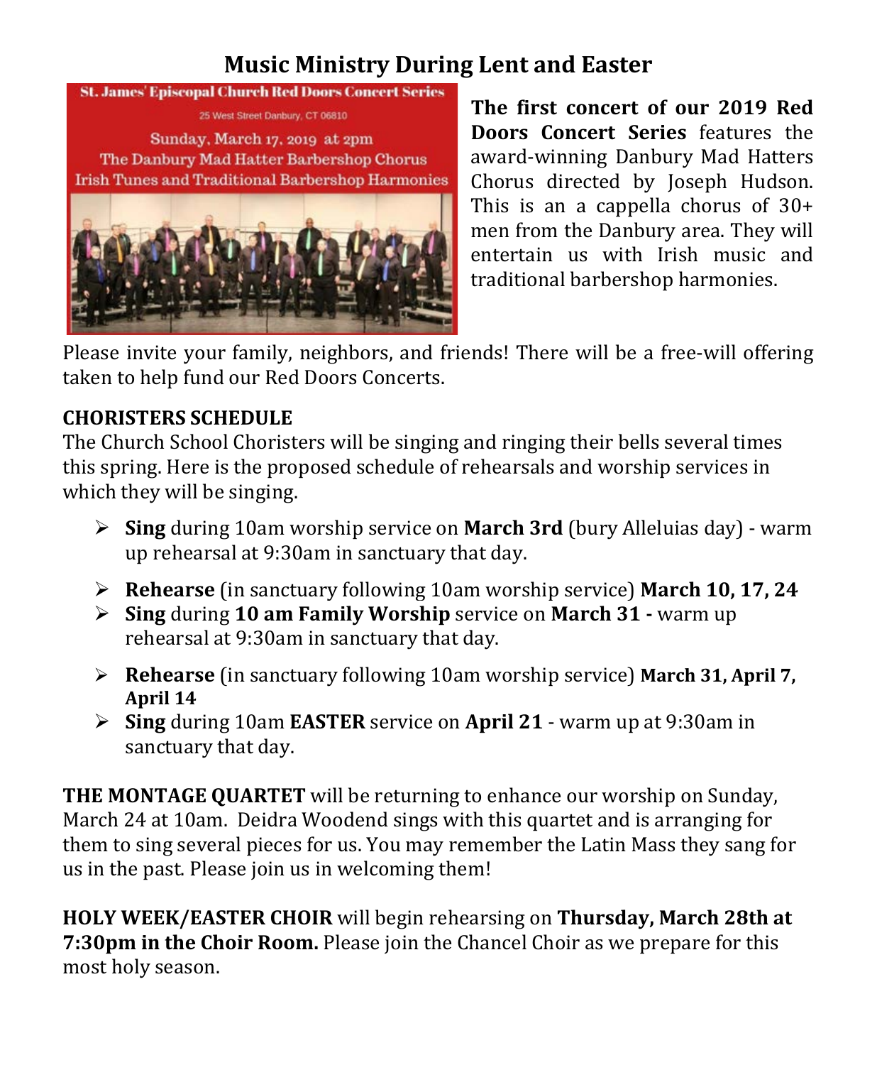# Music Ministry During Lent and Easter

St. James' Episcopal Church Red Doors Concert Series

25 West Street Danbury, CT 06810

Sunday, March 17, 2019 at 2pm

The Danbury Mad Hatter Barbershop Chorus

Irish Tunes and Traditional Barbershop Harmonies

**The first concert of our 2019 Red Doors Concert Series** features the award-winning Danbury Mad Hatters Chorus directed by Joseph Hudson. This is an a cappella chorus of 30+ men from the Danbury area. They will entertain us with Irish music and traditional barbershop harmonies.

Please invite your family, neighbors, and friends! There will be a free-will offering taken to help fund our Red Doors Concerts.

**CHORISTERS SCHEDULE**

The Church School Choristers will be singing and ringing their bells several times this spring. Here is the proposed schedule of rehearsals and worship services in which they will be singing.

- **Sing** during 10am worship service on **March 3rd** (bury Alleluias day) - warm up rehearsal at 9:30am in sanctuary that day.
- **Rehearse** (in sanctuary following 10am worship service) **March 10, 17, 24**
- **Sing** during **10 am Family Worship** service on **March 31 -** warm up rehearsal at 9:30am in sanctuary that day.
- **Rehearse** (in sanctuary following 10am worship service) **March 31, April 7, April 14**
- **Sing** during 10am **EASTER** service on **April 21** - warm up at 9:30am in sanctuary that day.

**THE MONTAGE QUARTET** will be returning to enhance our worship on Sunday, March 24 at 10am. Deidra Woodend sings with this quartet and is arranging for them to sing several pieces for us. You may remember the Latin Mass they sang for us in the past. Please join us in welcoming them!

**HOLY WEEK/EASTER CHOIR** will begin rehearsing on **Thursday, March 28th at 7:30pm in the Choir Room.** Please join the Chancel Choir as we prepare for this most holy season.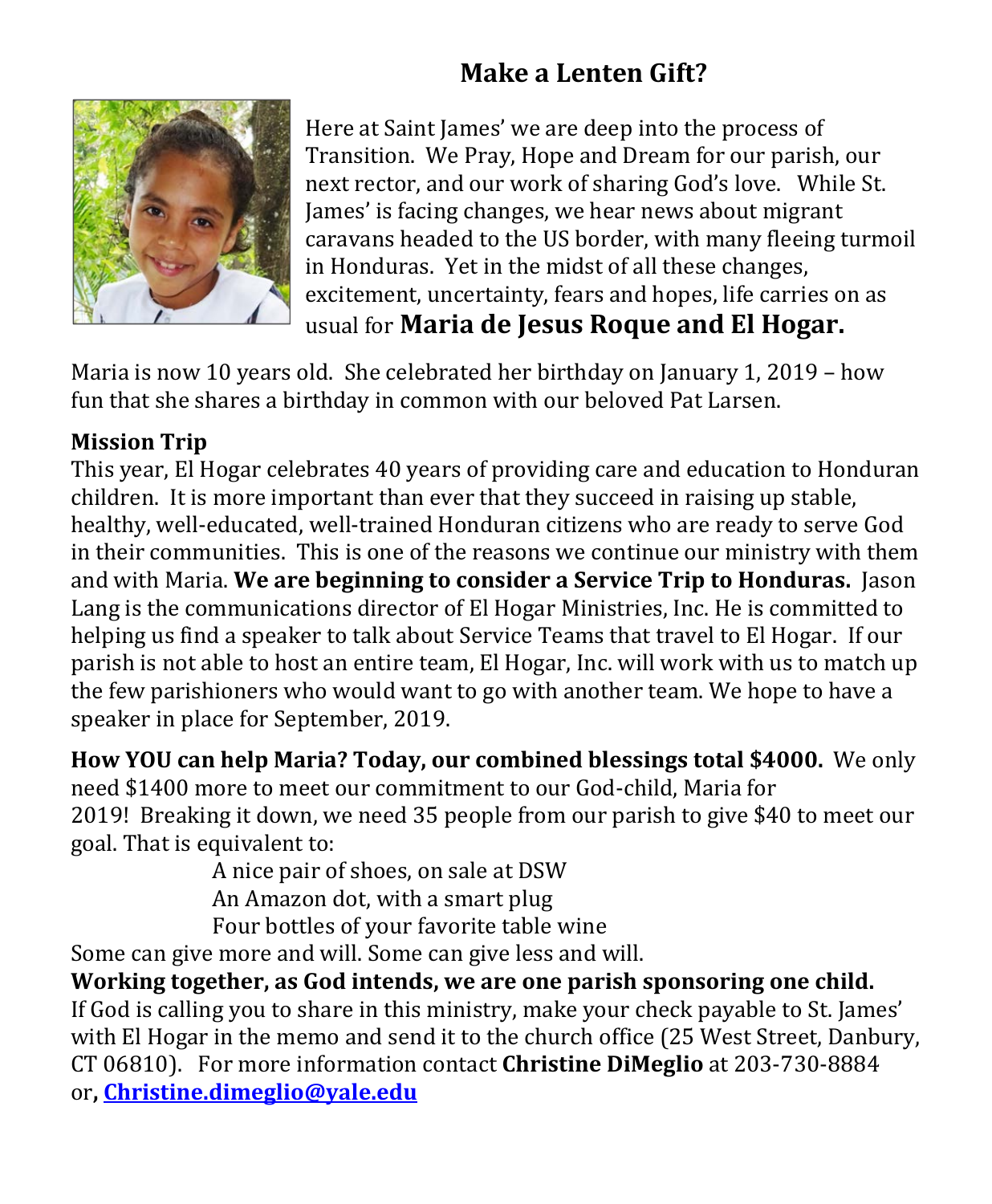## Make a Lenten Gift?

Here at Saint James' we are deep into the process of Transition. We Pray, Hope and Dream for our parish, our next rector, and our work of sharing God's love. While St. James' is facing changes, we hear news about migrant caravans headed to the US border, with many fleeing turmoil in Honduras. Yet in the midst of all these changes, excitement, uncertainty, fears and hopes, life carries on as usual for **Maria de Jesus Roque and El Hogar.**

Maria is now 10 years old. She celebrated her birthday on January 1, 2019 – how fun that she shares a birthday in common with our beloved Pat Larsen.

**Mission Trip**

This year, El Hogar celebrates 40 years of providing care and education to Honduran children. It is more important than ever that they succeed in raising up stable, healthy, well-educated, well-trained Honduran citizens who are ready to serve God in their communities. This is one of the reasons we continue our ministry with them and with Maria. **We are beginning to consider a Service Trip to Honduras.** Jason Lang is the communications director of El Hogar Ministries, Inc. He is committed to helping us find a speaker to talk about Service Teams that travel to El Hogar. If our parish is not able to host an entire team, El Hogar, Inc. will work with us to match up the few parishioners who would want to go with another team. We hope to have a speaker in place for September, 2019.

**How YOU can help Maria? Today, our combined blessings total $4000.** We only need $1400 more to meet our commitment to our God-child, Maria for 2019! Breaking it down, we need 35 people from our parish to give $40 to meet our goal. That is equivalent to:

A nice pair of shoes, on sale at DSW
An Amazon dot, with a smart plug
Four bottles of your favorite table wine

Some can give more and will. Some can give less and will.

**Working together, as God intends, we are one parish sponsoring one child.**

If God is calling you to share in this ministry, make your check payable to St. James' with El Hogar in the memo and send it to the church office (25 West Street, Danbury, CT 06810). For more information contact **Christine DiMeglio** at 203-730-8884 or**, [Christine.dimeglio@yale.edu](mailto:Christine.dimeglio@yale.edu)**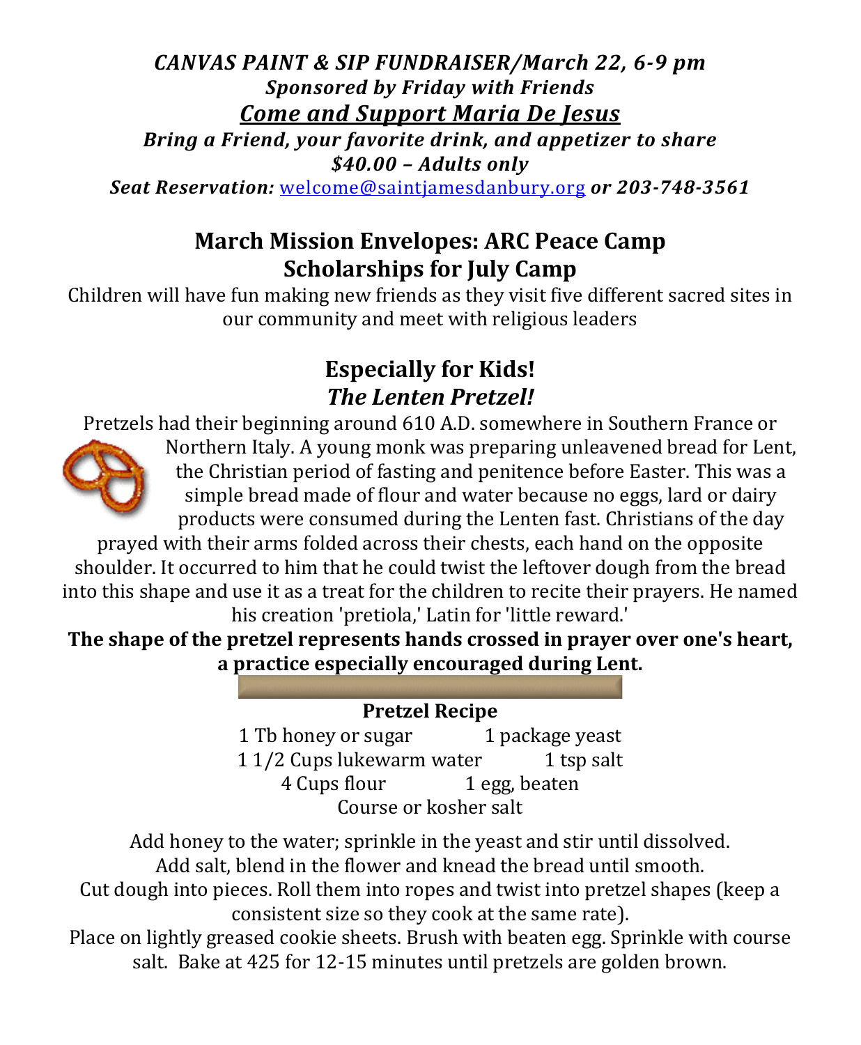***CANVAS PAINT & SIP FUNDRAISER/March 22, 6-9 pm***

***Sponsored by Friday with Friends***

***<u>Come and Support Maria De Jesus</u>***

***Bring a Friend, your favorite drink, and appetizer to share***

***$40.00 – Adults only***

***Seat Reservation:*** welcome@saintjamesdanbury.org ***or 203-748-3561***

## March Mission Envelopes: ARC Peace Camp Scholarships for July Camp

Children will have fun making new friends as they visit five different sacred sites in our community and meet with religious leaders

## Especially for Kids!
## *The Lenten Pretzel!*

Pretzels had their beginning around 610 A.D. somewhere in Southern France or Northern Italy. A young monk was preparing unleavened bread for Lent, the Christian period of fasting and penitence before Easter. This was a simple bread made of flour and water because no eggs, lard or dairy products were consumed during the Lenten fast. Christians of the day prayed with their arms folded across their chests, each hand on the opposite shoulder. It occurred to him that he could twist the leftover dough from the bread into this shape and use it as a treat for the children to recite their prayers. He named his creation 'pretiola,' Latin for 'little reward.'

**The shape of the pretzel represents hands crossed in prayer over one's heart, a practice especially encouraged during Lent.**

### Pretzel Recipe

- 1 Tb honey or sugar
- 1 package yeast
- 1 1/2 Cups lukewarm water
- 1 tsp salt
- 4 Cups flour
- 1 egg, beaten
- Course or kosher salt

Add honey to the water; sprinkle in the yeast and stir until dissolved.
Add salt, blend in the flower and knead the bread until smooth.
Cut dough into pieces. Roll them into ropes and twist into pretzel shapes (keep a consistent size so they cook at the same rate).
Place on lightly greased cookie sheets. Brush with beaten egg. Sprinkle with course salt. Bake at 425 for 12-15 minutes until pretzels are golden brown.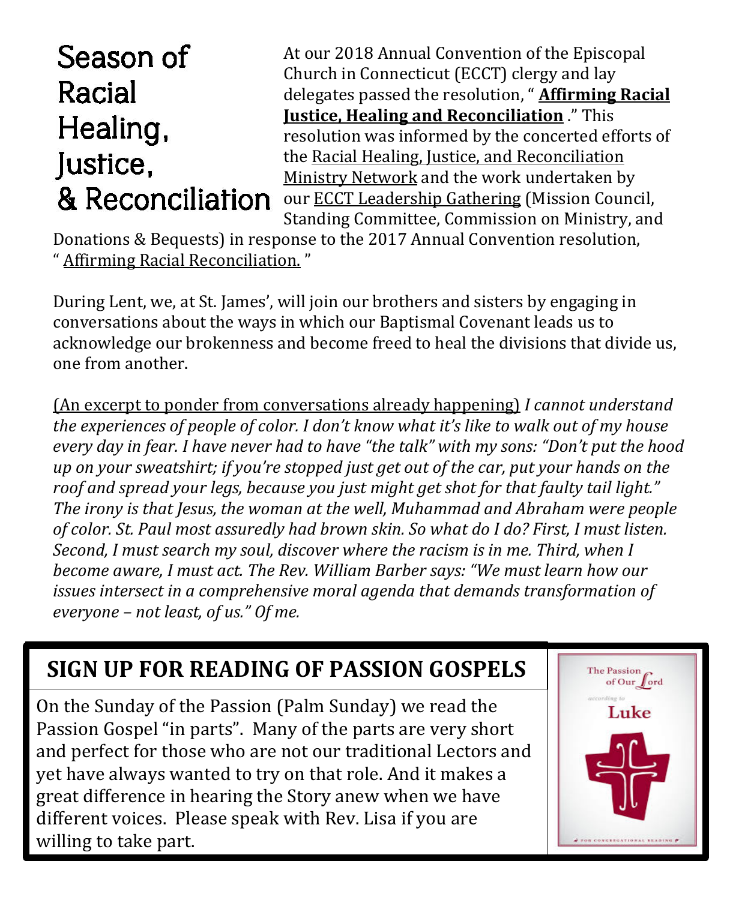# Season of Racial Healing, Justice, & Reconciliation

At our 2018 Annual Convention of the Episcopal Church in Connecticut (ECCT) clergy and lay delegates passed the resolution, " **Affirming Racial Justice, Healing and Reconciliation** ." This resolution was informed by the concerted efforts of the Racial Healing, Justice, and Reconciliation Ministry Network and the work undertaken by our ECCT Leadership Gathering (Mission Council, Standing Committee, Commission on Ministry, and Donations & Bequests) in response to the 2017 Annual Convention resolution, " Affirming Racial Reconciliation. "

During Lent, we, at St. James', will join our brothers and sisters by engaging in conversations about the ways in which our Baptismal Covenant leads us to acknowledge our brokenness and become freed to heal the divisions that divide us, one from another.

(An excerpt to ponder from conversations already happening) *I cannot understand the experiences of people of color. I don't know what it's like to walk out of my house every day in fear. I have never had to have "the talk" with my sons: "Don't put the hood up on your sweatshirt; if you're stopped just get out of the car, put your hands on the roof and spread your legs, because you just might get shot for that faulty tail light." The irony is that Jesus, the woman at the well, Muhammad and Abraham were people of color. St. Paul most assuredly had brown skin. So what do I do? First, I must listen. Second, I must search my soul, discover where the racism is in me. Third, when I become aware, I must act. The Rev. William Barber says: "We must learn how our issues intersect in a comprehensive moral agenda that demands transformation of everyone – not least, of us." Of me.*

## SIGN UP FOR READING OF PASSION GOSPELS

On the Sunday of the Passion (Palm Sunday) we read the Passion Gospel "in parts". Many of the parts are very short and perfect for those who are not our traditional Lectors and yet have always wanted to try on that role. And it makes a great difference in hearing the Story anew when we have different voices. Please speak with Rev. Lisa if you are willing to take part.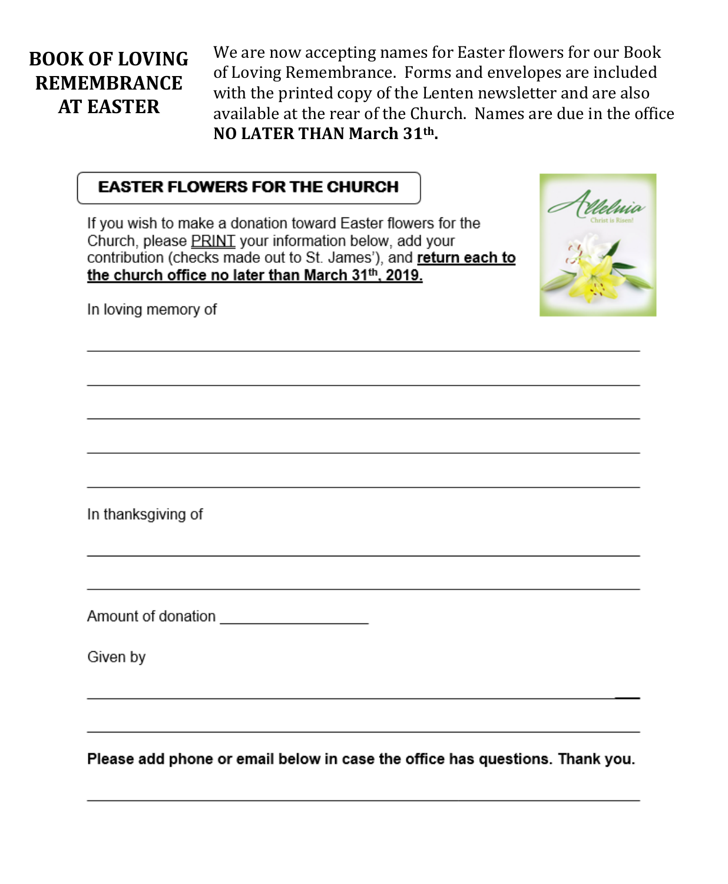## BOOK OF LOVING REMEMBRANCE AT EASTER

We are now accepting names for Easter flowers for our Book of Loving Remembrance. Forms and envelopes are included with the printed copy of the Lenten newsletter and are also available at the rear of the Church. Names are due in the office **NO LATER THAN March 31th.**

### EASTER FLOWERS FOR THE CHURCH

If you wish to make a donation toward Easter flowers for the Church, please PRINT your information below, add your contribution (checks made out to St. James'), and **return each to the church office no later than March 31th, 2019.**

In loving memory of

\_\_\_\_\_\_\_\_\_\_\_\_\_\_\_\_\_\_\_\_\_\_\_\_\_\_\_\_\_\_\_\_\_\_\_\_\_\_\_\_\_\_\_\_\_\_\_\_\_\_\_\_\_\_\_\_\_\_

\_\_\_\_\_\_\_\_\_\_\_\_\_\_\_\_\_\_\_\_\_\_\_\_\_\_\_\_\_\_\_\_\_\_\_\_\_\_\_\_\_\_\_\_\_\_\_\_\_\_\_\_\_\_\_\_\_\_

\_\_\_\_\_\_\_\_\_\_\_\_\_\_\_\_\_\_\_\_\_\_\_\_\_\_\_\_\_\_\_\_\_\_\_\_\_\_\_\_\_\_\_\_\_\_\_\_\_\_\_\_\_\_\_\_\_\_

\_\_\_\_\_\_\_\_\_\_\_\_\_\_\_\_\_\_\_\_\_\_\_\_\_\_\_\_\_\_\_\_\_\_\_\_\_\_\_\_\_\_\_\_\_\_\_\_\_\_\_\_\_\_\_\_\_\_

\_\_\_\_\_\_\_\_\_\_\_\_\_\_\_\_\_\_\_\_\_\_\_\_\_\_\_\_\_\_\_\_\_\_\_\_\_\_\_\_\_\_\_\_\_\_\_\_\_\_\_\_\_\_\_\_\_\_

In thanksgiving of

\_\_\_\_\_\_\_\_\_\_\_\_\_\_\_\_\_\_\_\_\_\_\_\_\_\_\_\_\_\_\_\_\_\_\_\_\_\_\_\_\_\_\_\_\_\_\_\_\_\_\_\_\_\_\_\_\_\_

\_\_\_\_\_\_\_\_\_\_\_\_\_\_\_\_\_\_\_\_\_\_\_\_\_\_\_\_\_\_\_\_\_\_\_\_\_\_\_\_\_\_\_\_\_\_\_\_\_\_\_\_\_\_\_\_\_\_

Amount of donation \_\_\_\_\_\_\_\_\_\_\_\_\_\_\_\_\_\_\_\_

Given by

\_\_\_\_\_\_\_\_\_\_\_\_\_\_\_\_\_\_\_\_\_\_\_\_\_\_\_\_\_\_\_\_\_\_\_\_\_\_\_\_\_\_\_\_\_\_\_\_\_\_\_\_\_\_\_\_\_\_

\_\_\_\_\_\_\_\_\_\_\_\_\_\_\_\_\_\_\_\_\_\_\_\_\_\_\_\_\_\_\_\_\_\_\_\_\_\_\_\_\_\_\_\_\_\_\_\_\_\_\_\_\_\_\_\_\_\_

**Please add phone or email below in case the office has questions. Thank you.**

\_\_\_\_\_\_\_\_\_\_\_\_\_\_\_\_\_\_\_\_\_\_\_\_\_\_\_\_\_\_\_\_\_\_\_\_\_\_\_\_\_\_\_\_\_\_\_\_\_\_\_\_\_\_\_\_\_\_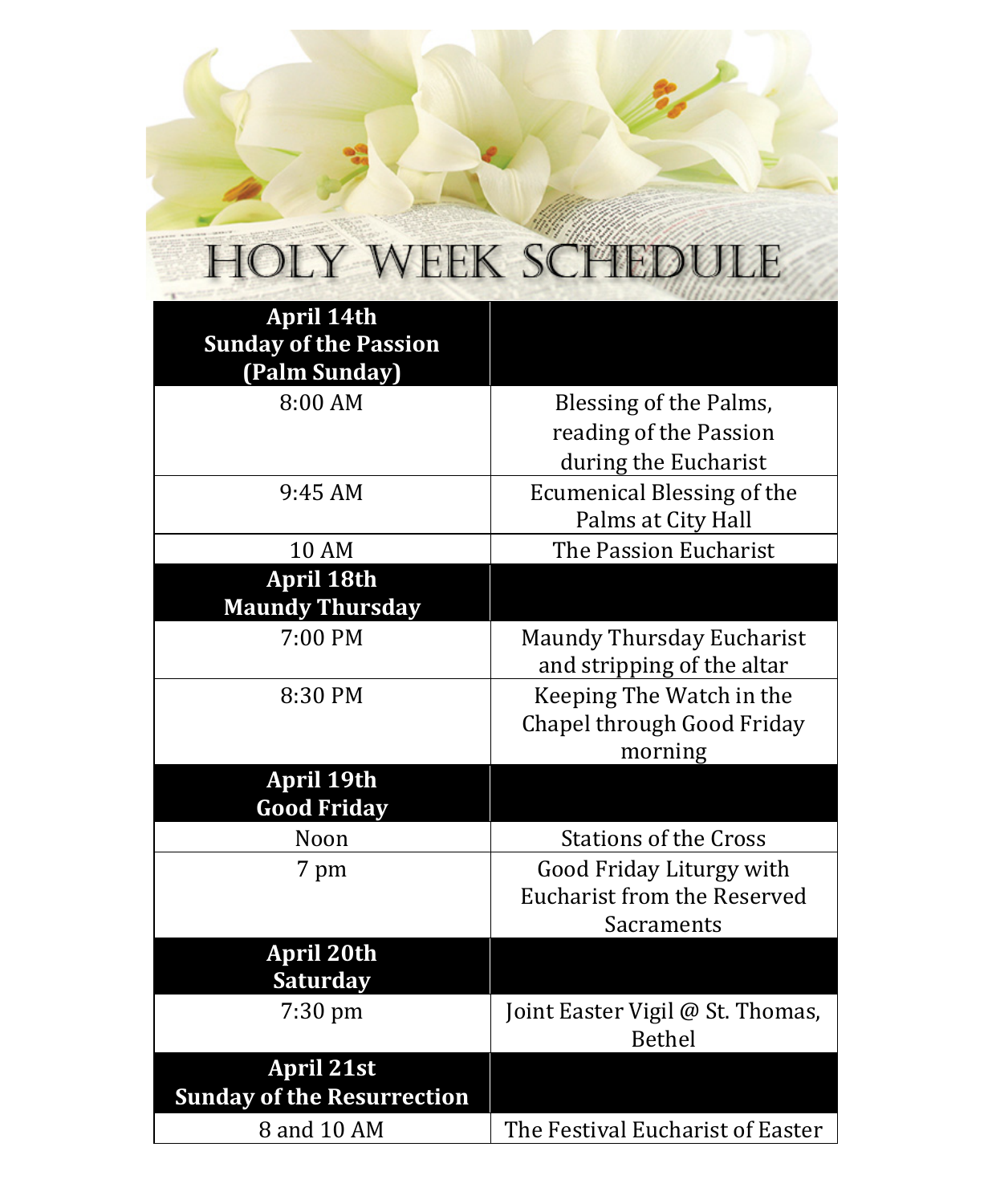# HOLY WEEK SCHEDULE

| **April 14th Sunday of the Passion (Palm Sunday)** | |
|---|---|
| 8:00 AM | Blessing of the Palms, reading of the Passion during the Eucharist |
| 9:45 AM | Ecumenical Blessing of the Palms at City Hall |
| 10 AM | The Passion Eucharist |
| **April 18th Maundy Thursday** | |
| 7:00 PM | Maundy Thursday Eucharist and stripping of the altar |
| 8:30 PM | Keeping The Watch in the Chapel through Good Friday morning |
| **April 19th Good Friday** | |
| Noon | Stations of the Cross |
| 7 pm | Good Friday Liturgy with Eucharist from the Reserved Sacraments |
| **April 20th Saturday** | |
| 7:30 pm | Joint Easter Vigil @ St. Thomas, Bethel |
| **April 21st Sunday of the Resurrection** | |
| 8 and 10 AM | The Festival Eucharist of Easter |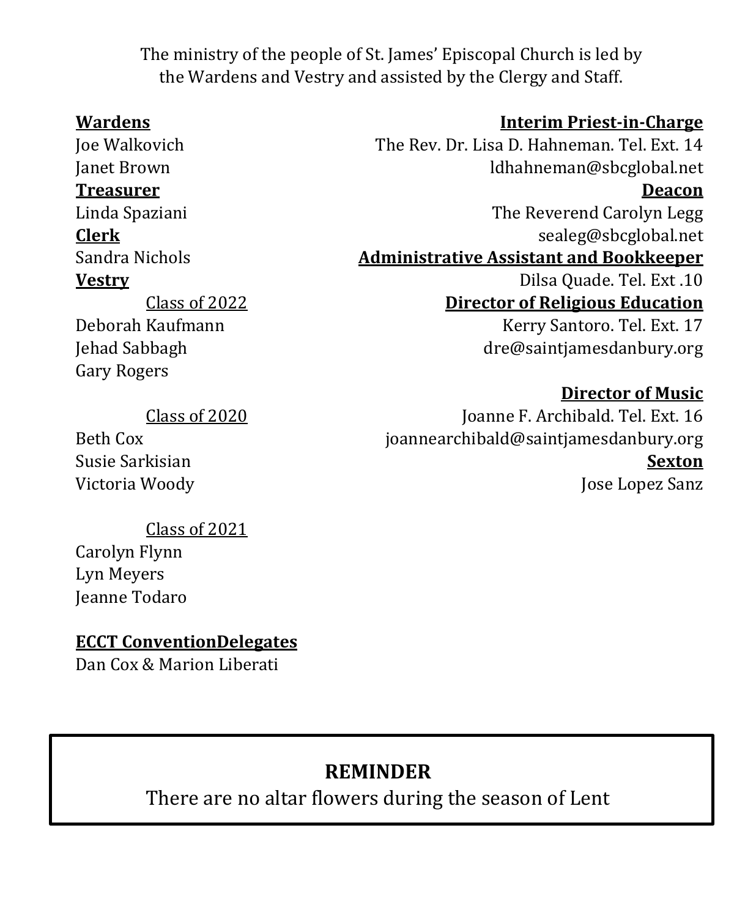The ministry of the people of St. James' Episcopal Church is led by the Wardens and Vestry and assisted by the Clergy and Staff.

**Wardens**
Joe Walkovich
Janet Brown

**Treasurer**
Linda Spaziani

**Clerk**
Sandra Nichols

**Vestry**

Class of 2022
Deborah Kaufmann
Jehad Sabbagh
Gary Rogers

Class of 2020
Beth Cox
Susie Sarkisian
Victoria Woody

Class of 2021
Carolyn Flynn
Lyn Meyers
Jeanne Todaro

**ECCT ConventionDelegates**
Dan Cox & Marion Liberati

**Interim Priest-in-Charge**
The Rev. Dr. Lisa D. Hahneman. Tel. Ext. 14
ldhahneman@sbcglobal.net

**Deacon**
The Reverend Carolyn Legg
sealeg@sbcglobal.net

**Administrative Assistant and Bookkeeper**
Dilsa Quade. Tel. Ext .10

**Director of Religious Education**
Kerry Santoro. Tel. Ext. 17
dre@saintjamesdanbury.org

**Director of Music**
Joanne F. Archibald. Tel. Ext. 16
joannearchibald@saintjamesdanbury.org

**Sexton**
Jose Lopez Sanz

**REMINDER**

There are no altar flowers during the season of Lent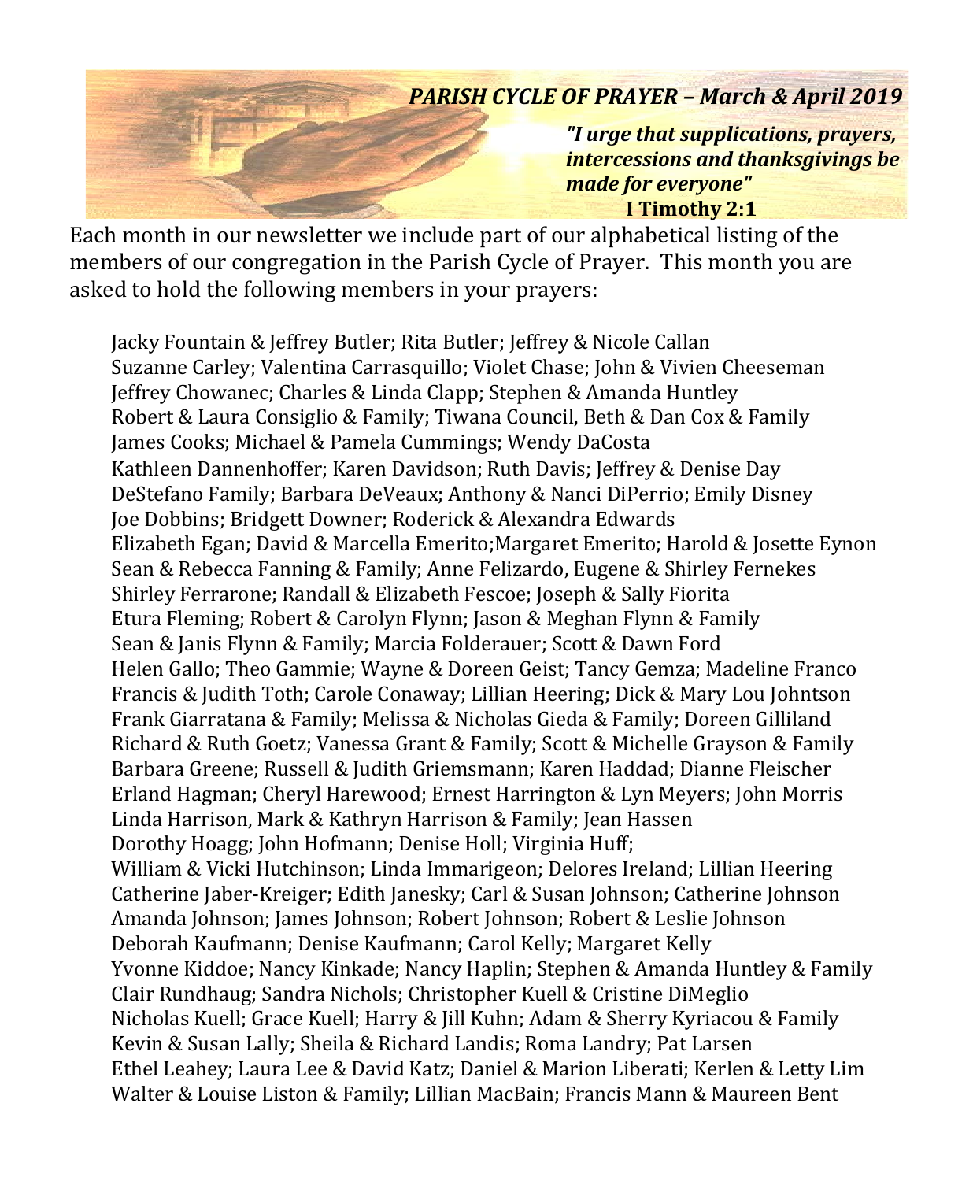***PARISH CYCLE OF PRAYER – March & April 2019***

***"I urge that supplications, prayers, intercessions and thanksgivings be made for everyone"***
**I Timothy 2:1**

Each month in our newsletter we include part of our alphabetical listing of the members of our congregation in the Parish Cycle of Prayer. This month you are asked to hold the following members in your prayers:

Jacky Fountain & Jeffrey Butler; Rita Butler; Jeffrey & Nicole Callan
Suzanne Carley; Valentina Carrasquillo; Violet Chase; John & Vivien Cheeseman
Jeffrey Chowanec; Charles & Linda Clapp; Stephen & Amanda Huntley
Robert & Laura Consiglio & Family; Tiwana Council, Beth & Dan Cox & Family
James Cooks; Michael & Pamela Cummings; Wendy DaCosta
Kathleen Dannenhoffer; Karen Davidson; Ruth Davis; Jeffrey & Denise Day
DeStefano Family; Barbara DeVeaux; Anthony & Nanci DiPerrio; Emily Disney
Joe Dobbins; Bridgett Downer; Roderick & Alexandra Edwards
Elizabeth Egan; David & Marcella Emerito;Margaret Emerito; Harold & Josette Eynon
Sean & Rebecca Fanning & Family; Anne Felizardo, Eugene & Shirley Fernekes
Shirley Ferrarone; Randall & Elizabeth Fescoe; Joseph & Sally Fiorita
Etura Fleming; Robert & Carolyn Flynn; Jason & Meghan Flynn & Family
Sean & Janis Flynn & Family; Marcia Folderauer; Scott & Dawn Ford
Helen Gallo; Theo Gammie; Wayne & Doreen Geist; Tancy Gemza; Madeline Franco
Francis & Judith Toth; Carole Conaway; Lillian Heering; Dick & Mary Lou Johntson
Frank Giarratana & Family; Melissa & Nicholas Gieda & Family; Doreen Gilliland
Richard & Ruth Goetz; Vanessa Grant & Family; Scott & Michelle Grayson & Family
Barbara Greene; Russell & Judith Griemsmann; Karen Haddad; Dianne Fleischer
Erland Hagman; Cheryl Harewood; Ernest Harrington & Lyn Meyers; John Morris
Linda Harrison, Mark & Kathryn Harrison & Family; Jean Hassen
Dorothy Hoagg; John Hofmann; Denise Holl; Virginia Huff;
William & Vicki Hutchinson; Linda Immarigeon; Delores Ireland; Lillian Heering
Catherine Jaber-Kreiger; Edith Janesky; Carl & Susan Johnson; Catherine Johnson
Amanda Johnson; James Johnson; Robert Johnson; Robert & Leslie Johnson
Deborah Kaufmann; Denise Kaufmann; Carol Kelly; Margaret Kelly
Yvonne Kiddoe; Nancy Kinkade; Nancy Haplin; Stephen & Amanda Huntley & Family
Clair Rundhaug; Sandra Nichols; Christopher Kuell & Cristine DiMeglio
Nicholas Kuell; Grace Kuell; Harry & Jill Kuhn; Adam & Sherry Kyriacou & Family
Kevin & Susan Lally; Sheila & Richard Landis; Roma Landry; Pat Larsen
Ethel Leahey; Laura Lee & David Katz; Daniel & Marion Liberati; Kerlen & Letty Lim
Walter & Louise Liston & Family; Lillian MacBain; Francis Mann & Maureen Bent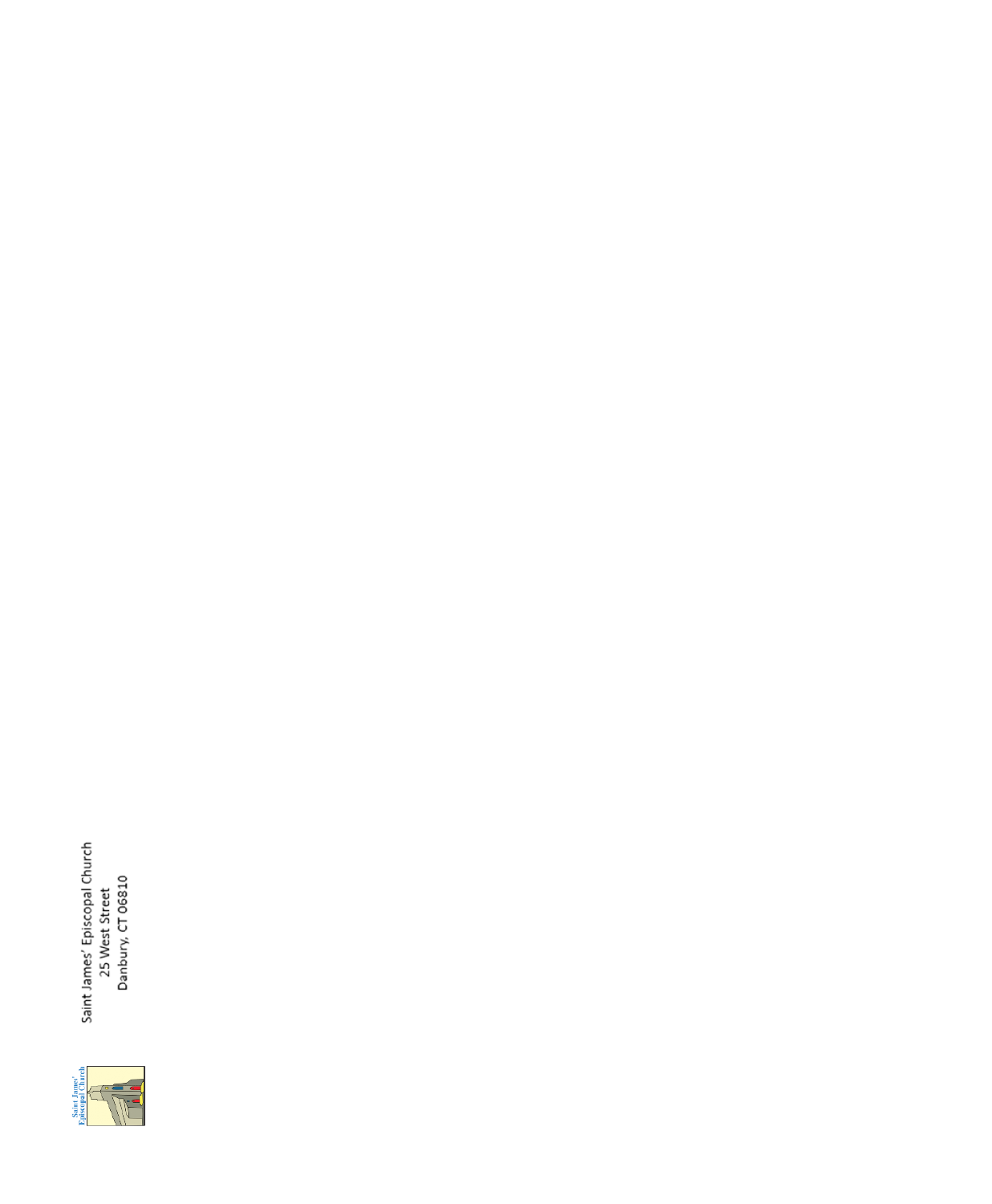Saint James' Episcopal Church
25 West Street
Danbury, CT 06810